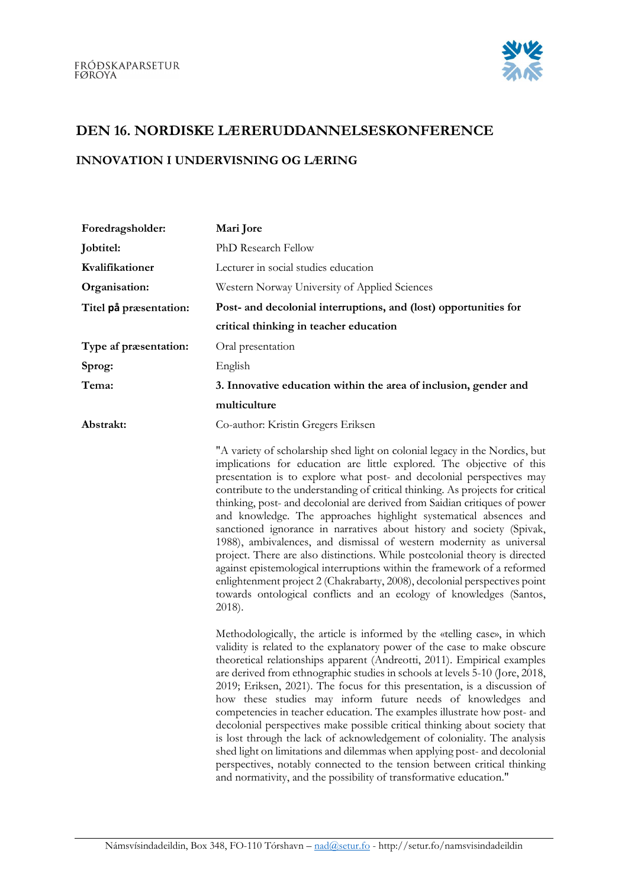FRÓÐSKAPARSETUR FØROYA

# DEN 16. NORDISKE LÆRERUDDANNELSESKONFERENCE

## INNOVATION I UNDERVISNING OG LÆRING

| | |
|---|---|
| **Foredragsholder:** | **Mari Jore** |
| **Jobtitel:** | PhD Research Fellow |
| **Kvalifikationer** | Lecturer in social studies education |
| **Organisation:** | Western Norway University of Applied Sciences |
| **Titel på præsentation:** | **Post- and decolonial interruptions, and (lost) opportunities for critical thinking in teacher education** |
| **Type af præsentation:** | Oral presentation |
| **Sprog:** | English |
| **Tema:** | **3. Innovative education within the area of inclusion, gender and multiculture** |
| **Abstrakt:** | Co-author: Kristin Gregers Eriksen |

"A variety of scholarship shed light on colonial legacy in the Nordics, but implications for education are little explored. The objective of this presentation is to explore what post- and decolonial perspectives may contribute to the understanding of critical thinking. As projects for critical thinking, post- and decolonial are derived from Saidian critiques of power and knowledge. The approaches highlight systematical absences and sanctioned ignorance in narratives about history and society (Spivak, 1988), ambivalences, and dismissal of western modernity as universal project. There are also distinctions. While postcolonial theory is directed against epistemological interruptions within the framework of a reformed enlightenment project 2 (Chakrabarty, 2008), decolonial perspectives point towards ontological conflicts and an ecology of knowledges (Santos, 2018).

Methodologically, the article is informed by the «telling case», in which validity is related to the explanatory power of the case to make obscure theoretical relationships apparent (Andreotti, 2011). Empirical examples are derived from ethnographic studies in schools at levels 5-10 (Jore, 2018, 2019; Eriksen, 2021). The focus for this presentation, is a discussion of how these studies may inform future needs of knowledges and competencies in teacher education. The examples illustrate how post- and decolonial perspectives make possible critical thinking about society that is lost through the lack of acknowledgement of coloniality. The analysis shed light on limitations and dilemmas when applying post- and decolonial perspectives, notably connected to the tension between critical thinking and normativity, and the possibility of transformative education."

Námsvísindadeildin, Box 348, FO-110 Tórshavn – nad@setur.fo - http://setur.fo/namsvisindadeildin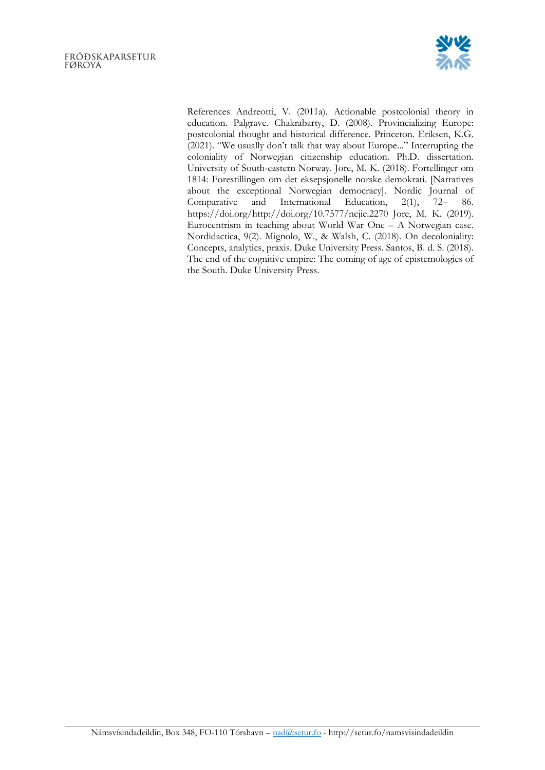References Andreotti, V. (2011a). Actionable postcolonial theory in education. Palgrave. Chakrabarty, D. (2008). Provincializing Europe: postcolonial thought and historical difference. Princeton. Eriksen, K.G. (2021). "We usually don't talk that way about Europe..." Interrupting the coloniality of Norwegian citizenship education. Ph.D. dissertation. University of South-eastern Norway. Jore, M. K. (2018). Fortellinger om 1814: Forestillingen om det eksepsjonelle norske demokrati. [Narratives about the exceptional Norwegian democracy]. Nordic Journal of Comparative and International Education, 2(1), 72– 86. https://doi.org/http://doi.org/10.7577/ncjie.2270 Jore, M. K. (2019). Eurocentrism in teaching about World War One – A Norwegian case. Nordidactica, 9(2). Mignolo, W., & Walsh, C. (2018). On decoloniality: Concepts, analytics, praxis. Duke University Press. Santos, B. d. S. (2018). The end of the cognitive empire: The coming of age of epistemologies of the South. Duke University Press.